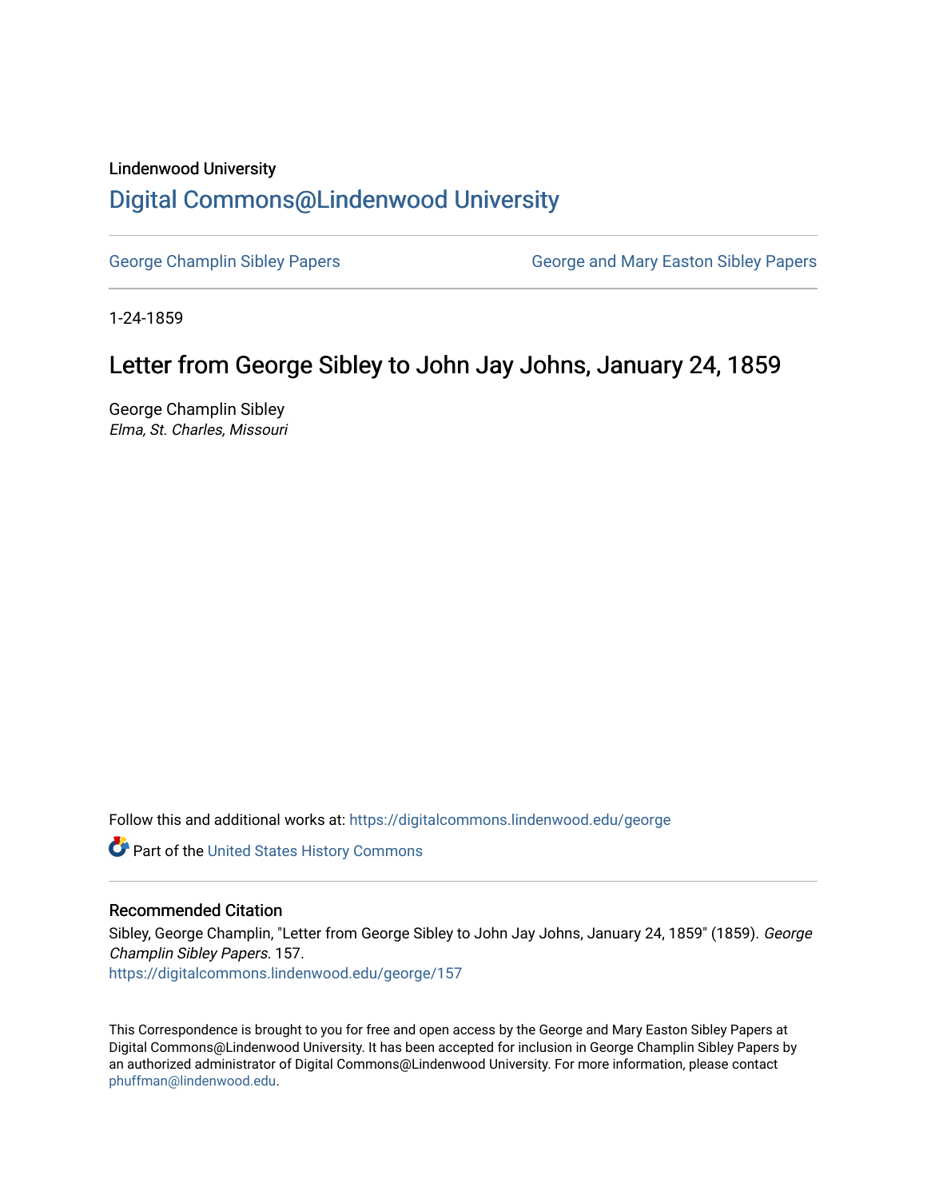Lindenwood University

# Digital Commons@Lindenwood University

George Champlin Sibley Papers

George and Mary Easton Sibley Papers

1-24-1859

## Letter from George Sibley to John Jay Johns, January 24, 1859

George Champlin Sibley

*Elma, St. Charles, Missouri*

Follow this and additional works at: https://digitalcommons.lindenwood.edu/george

Part of the United States History Commons

### Recommended Citation

Sibley, George Champlin, "Letter from George Sibley to John Jay Johns, January 24, 1859" (1859). *George Champlin Sibley Papers*. 157.
https://digitalcommons.lindenwood.edu/george/157

This Correspondence is brought to you for free and open access by the George and Mary Easton Sibley Papers at Digital Commons@Lindenwood University. It has been accepted for inclusion in George Champlin Sibley Papers by an authorized administrator of Digital Commons@Lindenwood University. For more information, please contact phuffman@lindenwood.edu.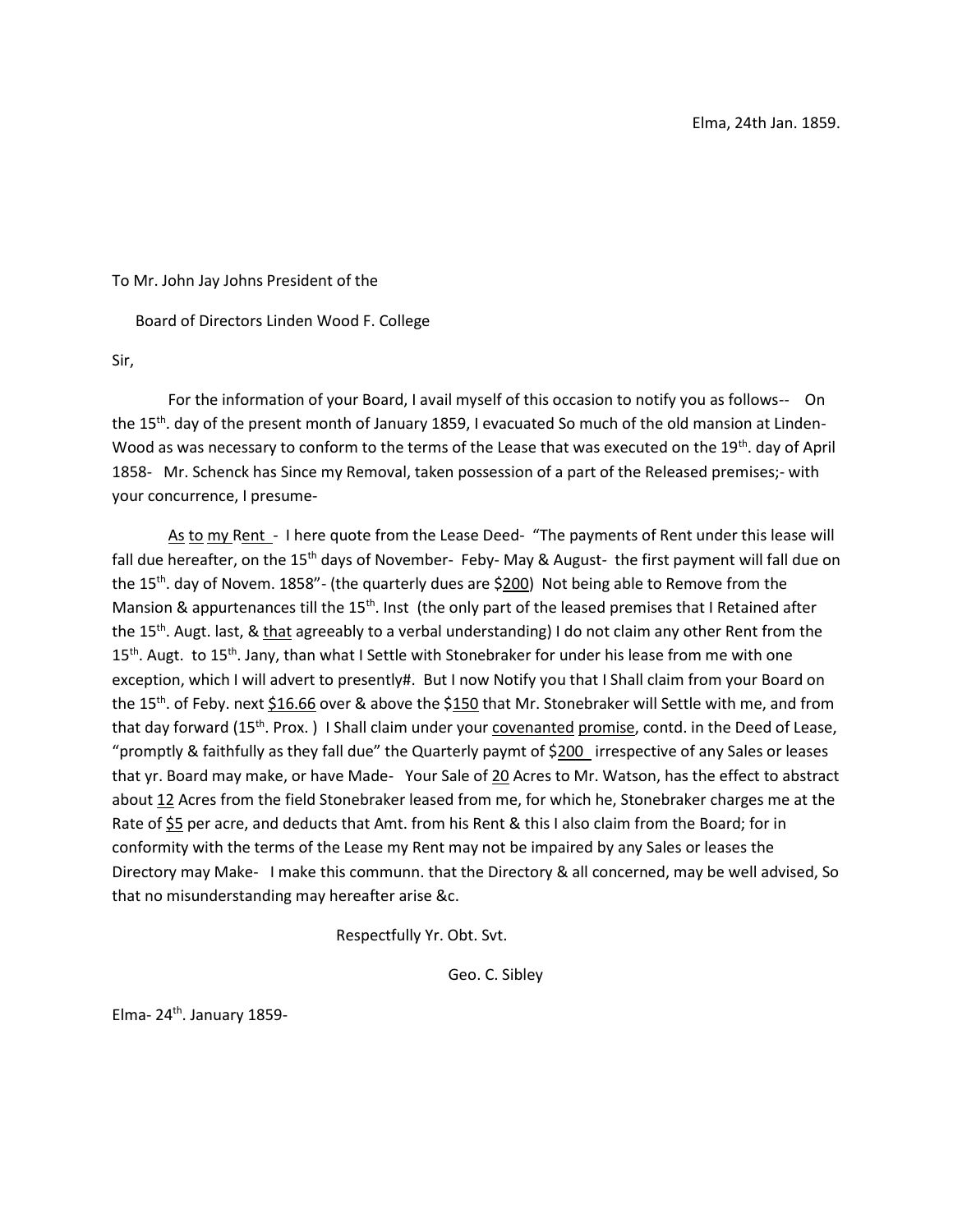Elma, 24th Jan. 1859.

To Mr. John Jay Johns President of the

Board of Directors Linden Wood F. College

Sir,

For the information of your Board, I avail myself of this occasion to notify you as follows-- On the 15th. day of the present month of January 1859, I evacuated So much of the old mansion at Linden-Wood as was necessary to conform to the terms of the Lease that was executed on the 19th. day of April 1858- Mr. Schenck has Since my Removal, taken possession of a part of the Released premises;- with your concurrence, I presume-

As to my Rent - I here quote from the Lease Deed- "The payments of Rent under this lease will fall due hereafter, on the 15th days of November- Feby- May & August- the first payment will fall due on the 15th. day of Novem. 1858"- (the quarterly dues are $200) Not being able to Remove from the Mansion & appurtenances till the 15th. Inst (the only part of the leased premises that I Retained after the 15th. Augt. last, & that agreeably to a verbal understanding) I do not claim any other Rent from the 15th. Augt. to 15th. Jany, than what I Settle with Stonebraker for under his lease from me with one exception, which I will advert to presently#. But I now Notify you that I Shall claim from your Board on the 15th. of Feby. next $16.66 over & above the $150 that Mr. Stonebraker will Settle with me, and from that day forward (15th. Prox. ) I Shall claim under your covenanted promise, contd. in the Deed of Lease, "promptly & faithfully as they fall due" the Quarterly paymt of $200 irrespective of any Sales or leases that yr. Board may make, or have Made- Your Sale of 20 Acres to Mr. Watson, has the effect to abstract about 12 Acres from the field Stonebraker leased from me, for which he, Stonebraker charges me at the Rate of $5 per acre, and deducts that Amt. from his Rent & this I also claim from the Board; for in conformity with the terms of the Lease my Rent may not be impaired by any Sales or leases the Directory may Make- I make this communn. that the Directory & all concerned, may be well advised, So that no misunderstanding may hereafter arise &c.

Respectfully Yr. Obt. Svt.

Geo. C. Sibley

Elma- 24th. January 1859-